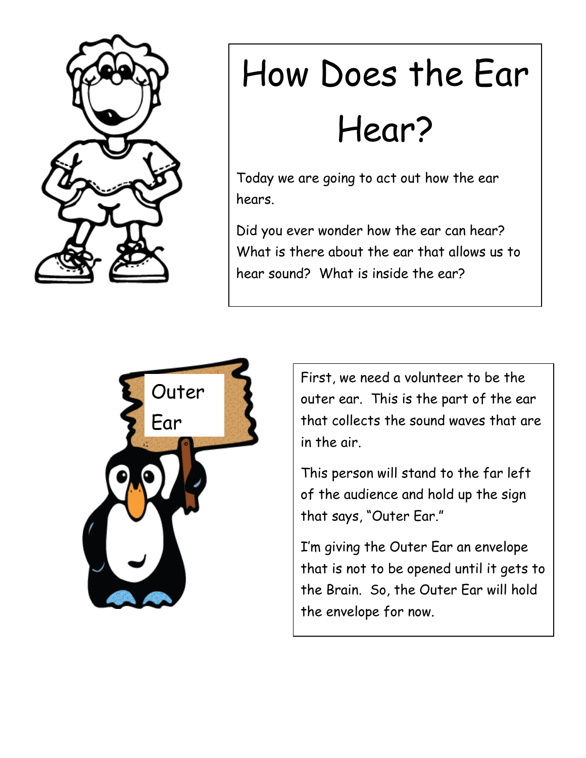# How Does the Ear Hear?

Today we are going to act out how the ear hears.

Did you ever wonder how the ear can hear? What is there about the ear that allows us to hear sound? What is inside the ear?

Outer Ear

First, we need a volunteer to be the outer ear. This is the part of the ear that collects the sound waves that are in the air.

This person will stand to the far left of the audience and hold up the sign that says, "Outer Ear."

I'm giving the Outer Ear an envelope that is not to be opened until it gets to the Brain. So, the Outer Ear will hold the envelope for now.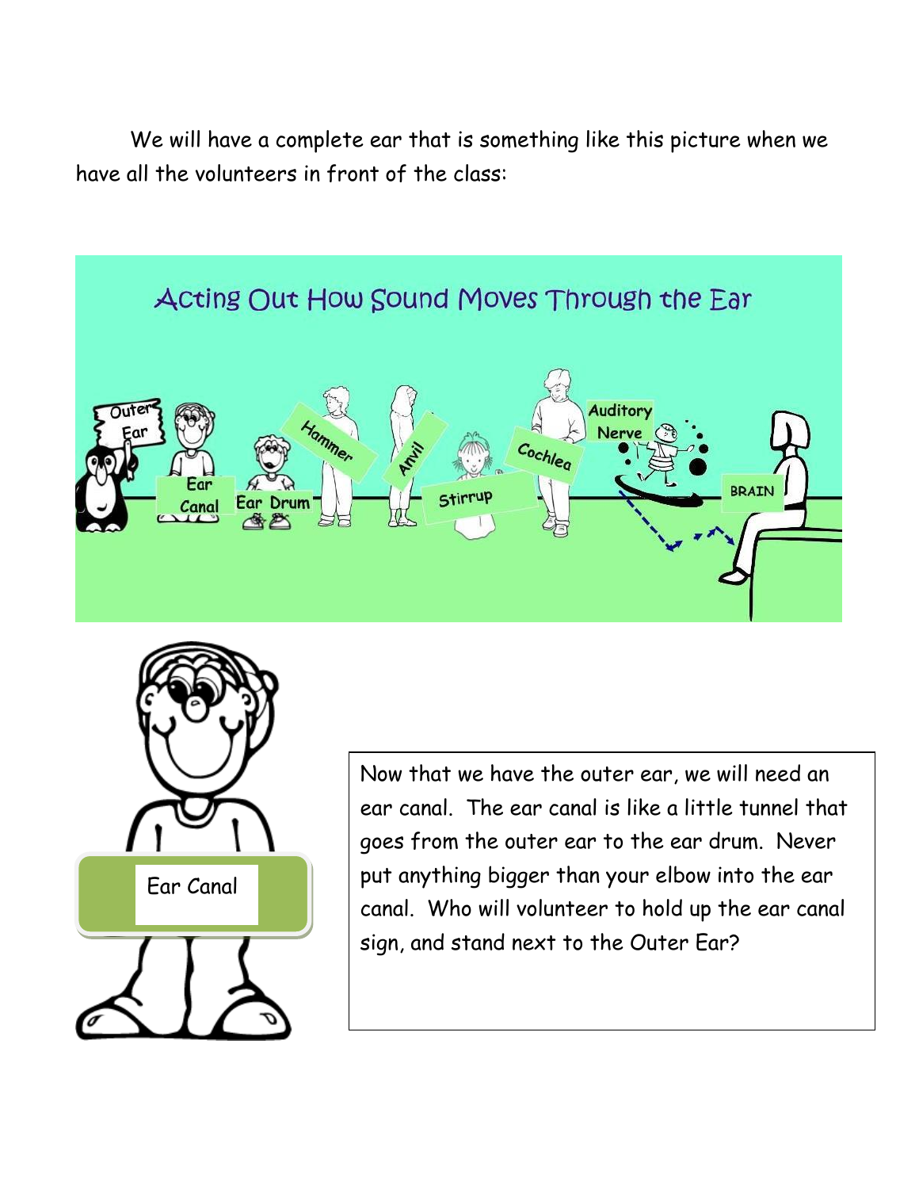We will have a complete ear that is something like this picture when we have all the volunteers in front of the class:

Acting Out How Sound Moves Through the Ear

Outer Ear

Ear Canal

Ear Drum

Hammer

Anvil

Stirrup

Cochlea

Auditory Nerve

BRAIN

Ear Canal

Now that we have the outer ear, we will need an ear canal. The ear canal is like a little tunnel that goes from the outer ear to the ear drum. Never put anything bigger than your elbow into the ear canal. Who will volunteer to hold up the ear canal sign, and stand next to the Outer Ear?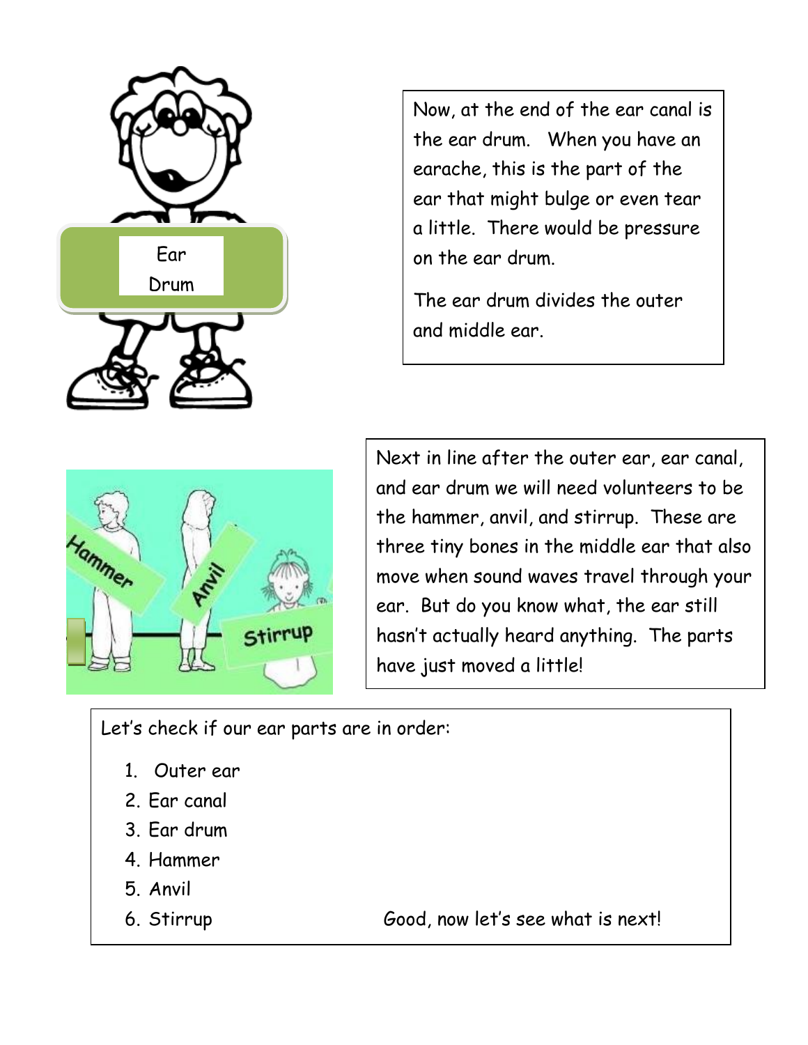Now, at the end of the ear canal is the ear drum. When you have an earache, this is the part of the ear that might bulge or even tear a little. There would be pressure on the ear drum.

The ear drum divides the outer and middle ear.

Next in line after the outer ear, ear canal, and ear drum we will need volunteers to be the hammer, anvil, and stirrup. These are three tiny bones in the middle ear that also move when sound waves travel through your ear. But do you know what, the ear still hasn't actually heard anything. The parts have just moved a little!

Let's check if our ear parts are in order:

1. Outer ear
2. Ear canal
3. Ear drum
4. Hammer
5. Anvil
6. Stirrup

Good, now let's see what is next!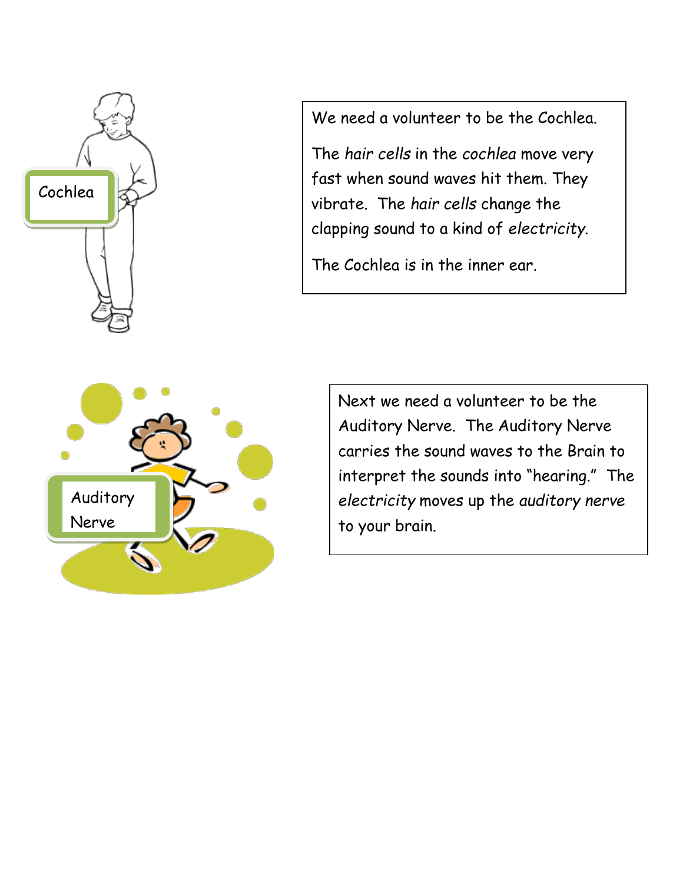Cochlea

We need a volunteer to be the Cochlea.

The *hair cells* in the *cochlea* move very fast when sound waves hit them. They vibrate. The *hair cells* change the clapping sound to a kind of *electricity*.

The Cochlea is in the inner ear.

Auditory Nerve

Next we need a volunteer to be the Auditory Nerve. The Auditory Nerve carries the sound waves to the Brain to interpret the sounds into "hearing." The *electricity* moves up the *auditory nerve* to your brain.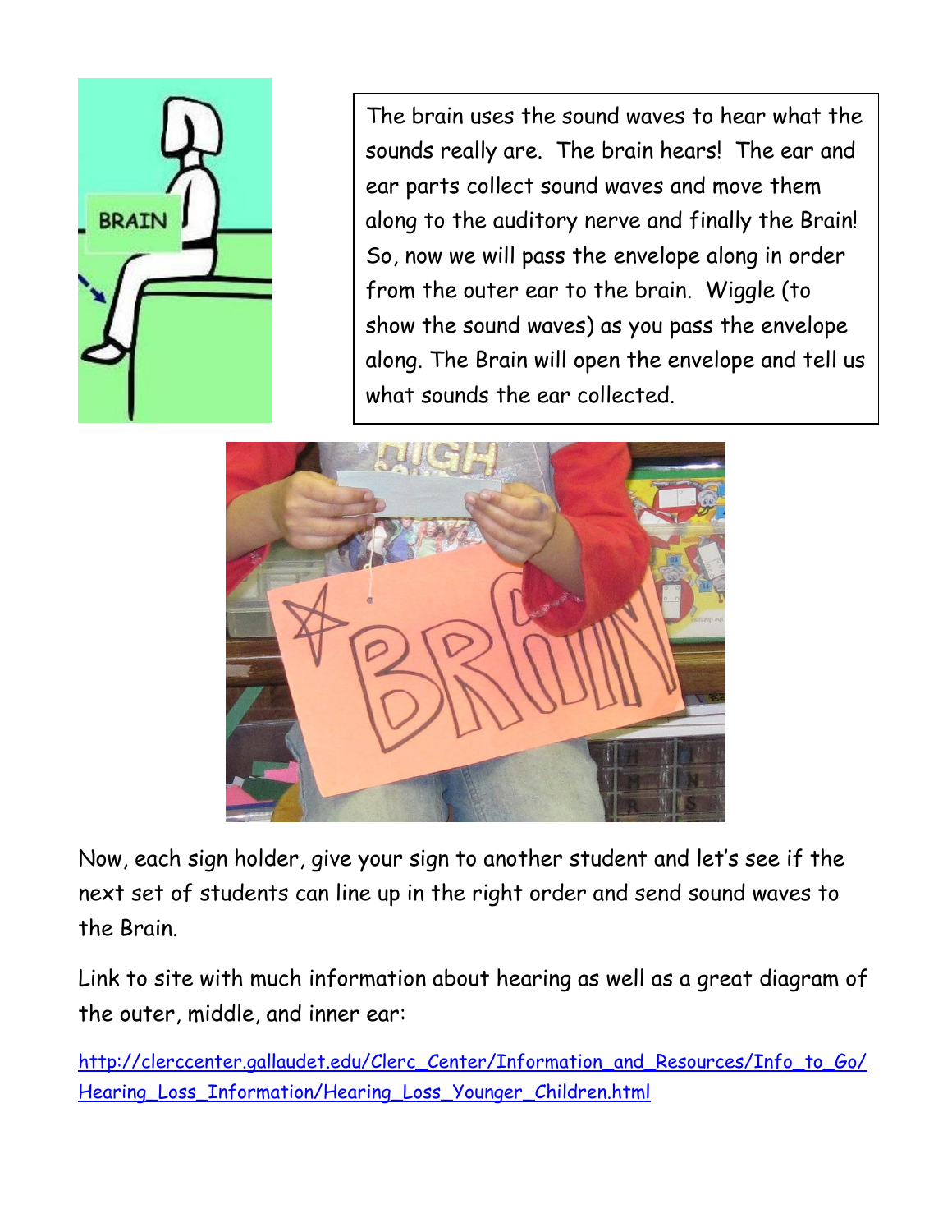The brain uses the sound waves to hear what the sounds really are. The brain hears! The ear and ear parts collect sound waves and move them along to the auditory nerve and finally the Brain! So, now we will pass the envelope along in order from the outer ear to the brain. Wiggle (to show the sound waves) as you pass the envelope along. The Brain will open the envelope and tell us what sounds the ear collected.

Now, each sign holder, give your sign to another student and let's see if the next set of students can line up in the right order and send sound waves to the Brain.

Link to site with much information about hearing as well as a great diagram of the outer, middle, and inner ear:

[http://clerccenter.gallaudet.edu/Clerc_Center/Information_and_Resources/Info_to_Go/Hearing_Loss_Information/Hearing_Loss_Younger_Children.html](http://clerccenter.gallaudet.edu/Clerc_Center/Information_and_Resources/Info_to_Go/Hearing_Loss_Information/Hearing_Loss_Younger_Children.html)